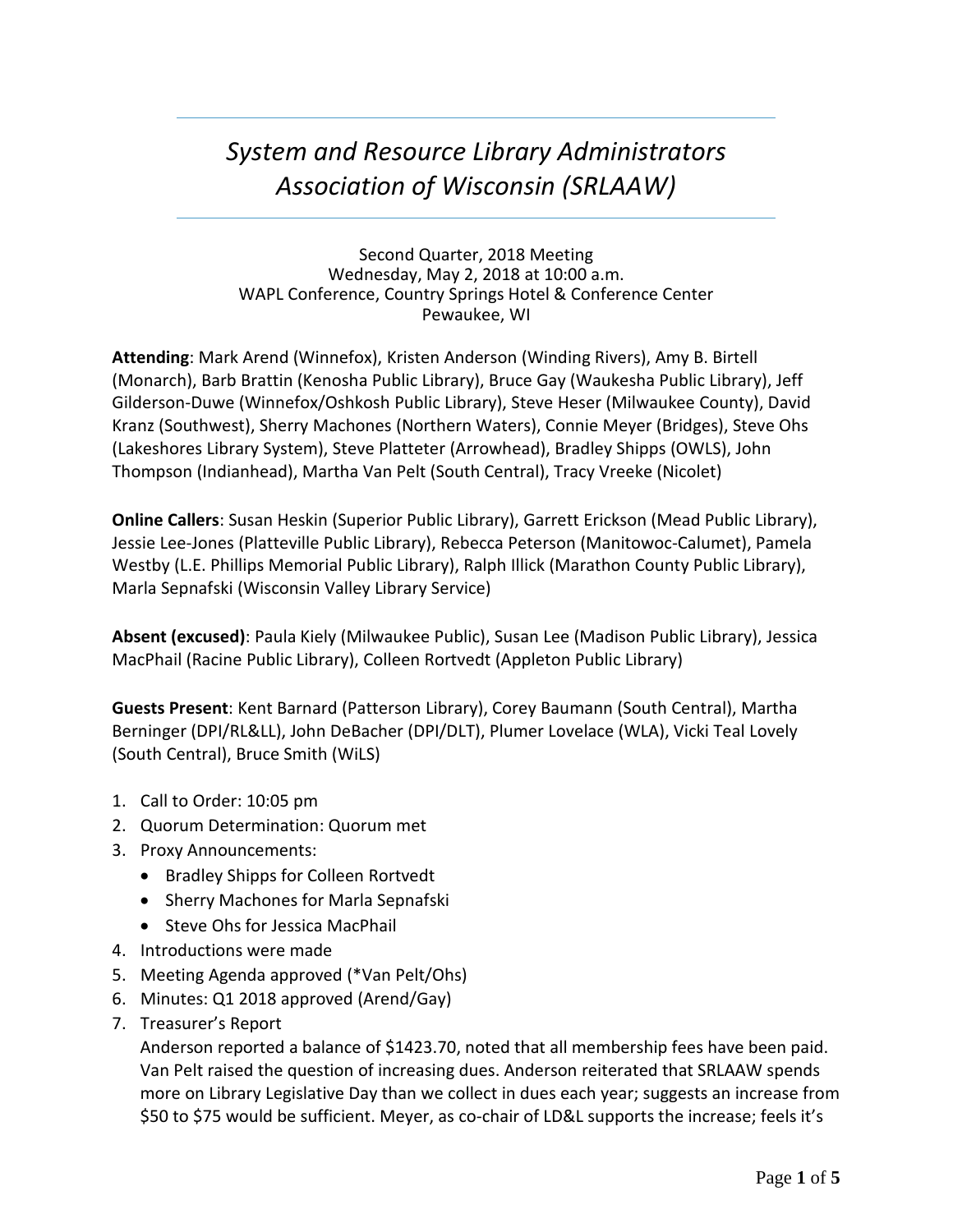# *System and Resource Library Administrators Association of Wisconsin (SRLAAW)*

Second Quarter, 2018 Meeting
Wednesday, May 2, 2018 at 10:00 a.m.
WAPL Conference, Country Springs Hotel & Conference Center
Pewaukee, WI

**Attending**: Mark Arend (Winnefox), Kristen Anderson (Winding Rivers), Amy B. Birtell (Monarch), Barb Brattin (Kenosha Public Library), Bruce Gay (Waukesha Public Library), Jeff Gilderson-Duwe (Winnefox/Oshkosh Public Library), Steve Heser (Milwaukee County), David Kranz (Southwest), Sherry Machones (Northern Waters), Connie Meyer (Bridges), Steve Ohs (Lakeshores Library System), Steve Platteter (Arrowhead), Bradley Shipps (OWLS), John Thompson (Indianhead), Martha Van Pelt (South Central), Tracy Vreeke (Nicolet)

**Online Callers**: Susan Heskin (Superior Public Library), Garrett Erickson (Mead Public Library), Jessie Lee-Jones (Platteville Public Library), Rebecca Peterson (Manitowoc-Calumet), Pamela Westby (L.E. Phillips Memorial Public Library), Ralph Illick (Marathon County Public Library), Marla Sepnafski (Wisconsin Valley Library Service)

**Absent (excused)**: Paula Kiely (Milwaukee Public), Susan Lee (Madison Public Library), Jessica MacPhail (Racine Public Library), Colleen Rortvedt (Appleton Public Library)

**Guests Present**: Kent Barnard (Patterson Library), Corey Baumann (South Central), Martha Berninger (DPI/RL&LL), John DeBacher (DPI/DLT), Plumer Lovelace (WLA), Vicki Teal Lovely (South Central), Bruce Smith (WiLS)

1. Call to Order: 10:05 pm
2. Quorum Determination: Quorum met
3. Proxy Announcements:
   - Bradley Shipps for Colleen Rortvedt
   - Sherry Machones for Marla Sepnafski
   - Steve Ohs for Jessica MacPhail
4. Introductions were made
5. Meeting Agenda approved (*Van Pelt/Ohs)
6. Minutes: Q1 2018 approved (Arend/Gay)
7. Treasurer's Report
   Anderson reported a balance of $1423.70, noted that all membership fees have been paid. Van Pelt raised the question of increasing dues. Anderson reiterated that SRLAAW spends more on Library Legislative Day than we collect in dues each year; suggests an increase from $50 to $75 would be sufficient. Meyer, as co-chair of LD&L supports the increase; feels it's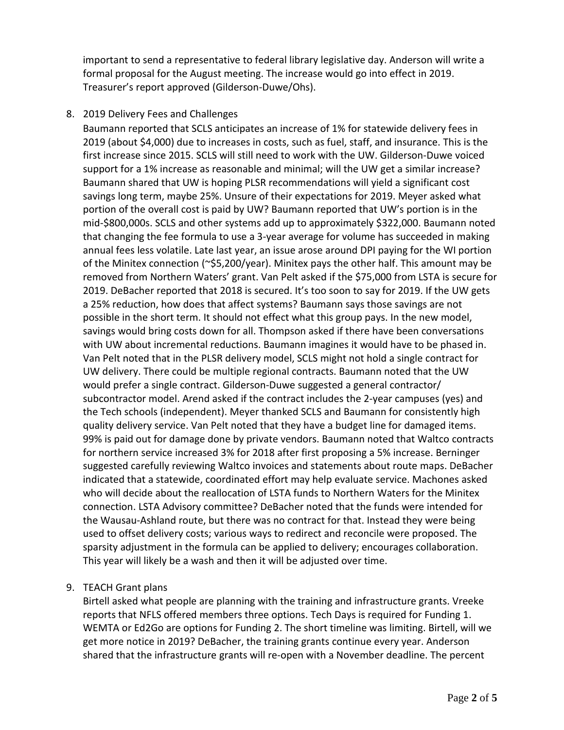important to send a representative to federal library legislative day. Anderson will write a formal proposal for the August meeting. The increase would go into effect in 2019. Treasurer's report approved (Gilderson-Duwe/Ohs).

8. 2019 Delivery Fees and Challenges

   Baumann reported that SCLS anticipates an increase of 1% for statewide delivery fees in 2019 (about $4,000) due to increases in costs, such as fuel, staff, and insurance. This is the first increase since 2015. SCLS will still need to work with the UW. Gilderson-Duwe voiced support for a 1% increase as reasonable and minimal; will the UW get a similar increase? Baumann shared that UW is hoping PLSR recommendations will yield a significant cost savings long term, maybe 25%. Unsure of their expectations for 2019. Meyer asked what portion of the overall cost is paid by UW? Baumann reported that UW's portion is in the mid-$800,000s. SCLS and other systems add up to approximately $322,000. Baumann noted that changing the fee formula to use a 3-year average for volume has succeeded in making annual fees less volatile. Late last year, an issue arose around DPI paying for the WI portion of the Minitex connection (~$5,200/year). Minitex pays the other half. This amount may be removed from Northern Waters' grant. Van Pelt asked if the $75,000 from LSTA is secure for 2019. DeBacher reported that 2018 is secured. It's too soon to say for 2019. If the UW gets a 25% reduction, how does that affect systems? Baumann says those savings are not possible in the short term. It should not effect what this group pays. In the new model, savings would bring costs down for all. Thompson asked if there have been conversations with UW about incremental reductions. Baumann imagines it would have to be phased in. Van Pelt noted that in the PLSR delivery model, SCLS might not hold a single contract for UW delivery. There could be multiple regional contracts. Baumann noted that the UW would prefer a single contract. Gilderson-Duwe suggested a general contractor/ subcontractor model. Arend asked if the contract includes the 2-year campuses (yes) and the Tech schools (independent). Meyer thanked SCLS and Baumann for consistently high quality delivery service. Van Pelt noted that they have a budget line for damaged items. 99% is paid out for damage done by private vendors. Baumann noted that Waltco contracts for northern service increased 3% for 2018 after first proposing a 5% increase. Berninger suggested carefully reviewing Waltco invoices and statements about route maps. DeBacher indicated that a statewide, coordinated effort may help evaluate service. Machones asked who will decide about the reallocation of LSTA funds to Northern Waters for the Minitex connection. LSTA Advisory committee? DeBacher noted that the funds were intended for the Wausau-Ashland route, but there was no contract for that. Instead they were being used to offset delivery costs; various ways to redirect and reconcile were proposed. The sparsity adjustment in the formula can be applied to delivery; encourages collaboration. This year will likely be a wash and then it will be adjusted over time.

9. TEACH Grant plans

   Birtell asked what people are planning with the training and infrastructure grants. Vreeke reports that NFLS offered members three options. Tech Days is required for Funding 1. WEMTA or Ed2Go are options for Funding 2. The short timeline was limiting. Birtell, will we get more notice in 2019? DeBacher, the training grants continue every year. Anderson shared that the infrastructure grants will re-open with a November deadline. The percent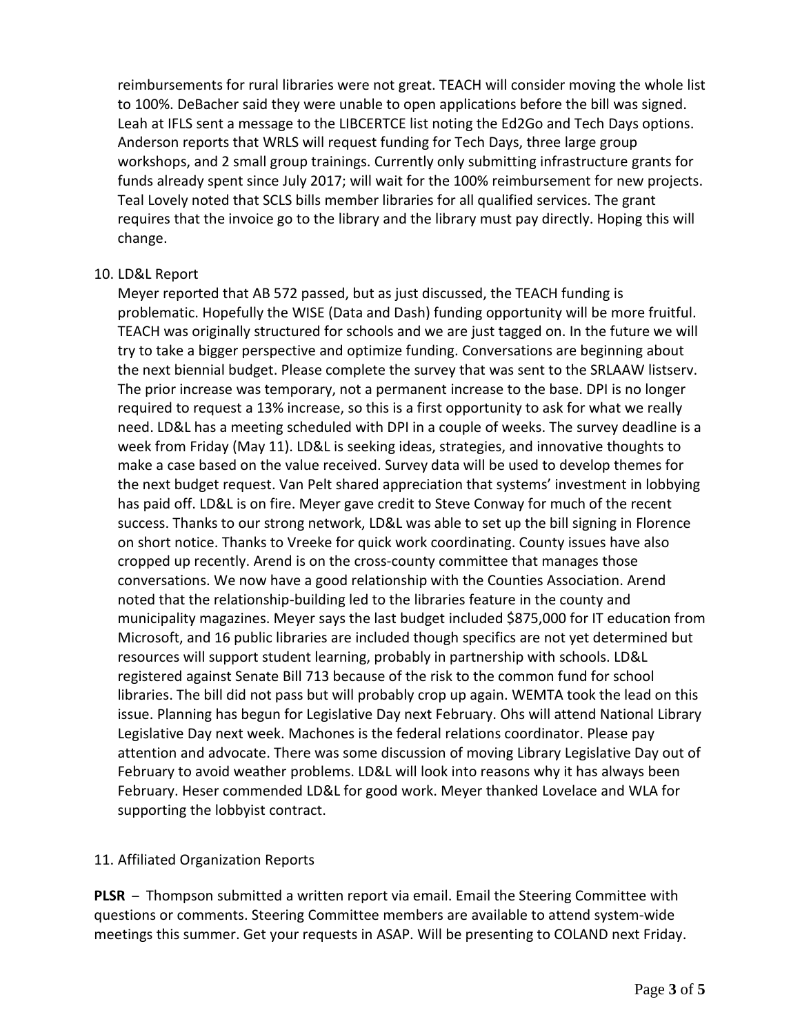reimbursements for rural libraries were not great. TEACH will consider moving the whole list to 100%. DeBacher said they were unable to open applications before the bill was signed. Leah at IFLS sent a message to the LIBCERTCE list noting the Ed2Go and Tech Days options. Anderson reports that WRLS will request funding for Tech Days, three large group workshops, and 2 small group trainings. Currently only submitting infrastructure grants for funds already spent since July 2017; will wait for the 100% reimbursement for new projects. Teal Lovely noted that SCLS bills member libraries for all qualified services. The grant requires that the invoice go to the library and the library must pay directly. Hoping this will change.

10. LD&L Report

    Meyer reported that AB 572 passed, but as just discussed, the TEACH funding is problematic. Hopefully the WISE (Data and Dash) funding opportunity will be more fruitful. TEACH was originally structured for schools and we are just tagged on. In the future we will try to take a bigger perspective and optimize funding. Conversations are beginning about the next biennial budget. Please complete the survey that was sent to the SRLAAW listserv. The prior increase was temporary, not a permanent increase to the base. DPI is no longer required to request a 13% increase, so this is a first opportunity to ask for what we really need. LD&L has a meeting scheduled with DPI in a couple of weeks. The survey deadline is a week from Friday (May 11). LD&L is seeking ideas, strategies, and innovative thoughts to make a case based on the value received. Survey data will be used to develop themes for the next budget request. Van Pelt shared appreciation that systems' investment in lobbying has paid off. LD&L is on fire. Meyer gave credit to Steve Conway for much of the recent success. Thanks to our strong network, LD&L was able to set up the bill signing in Florence on short notice. Thanks to Vreeke for quick work coordinating. County issues have also cropped up recently. Arend is on the cross-county committee that manages those conversations. We now have a good relationship with the Counties Association. Arend noted that the relationship-building led to the libraries feature in the county and municipality magazines. Meyer says the last budget included $875,000 for IT education from Microsoft, and 16 public libraries are included though specifics are not yet determined but resources will support student learning, probably in partnership with schools. LD&L registered against Senate Bill 713 because of the risk to the common fund for school libraries. The bill did not pass but will probably crop up again. WEMTA took the lead on this issue. Planning has begun for Legislative Day next February. Ohs will attend National Library Legislative Day next week. Machones is the federal relations coordinator. Please pay attention and advocate. There was some discussion of moving Library Legislative Day out of February to avoid weather problems. LD&L will look into reasons why it has always been February. Heser commended LD&L for good work. Meyer thanked Lovelace and WLA for supporting the lobbyist contract.

11. Affiliated Organization Reports

**PLSR** – Thompson submitted a written report via email. Email the Steering Committee with questions or comments. Steering Committee members are available to attend system-wide meetings this summer. Get your requests in ASAP. Will be presenting to COLAND next Friday.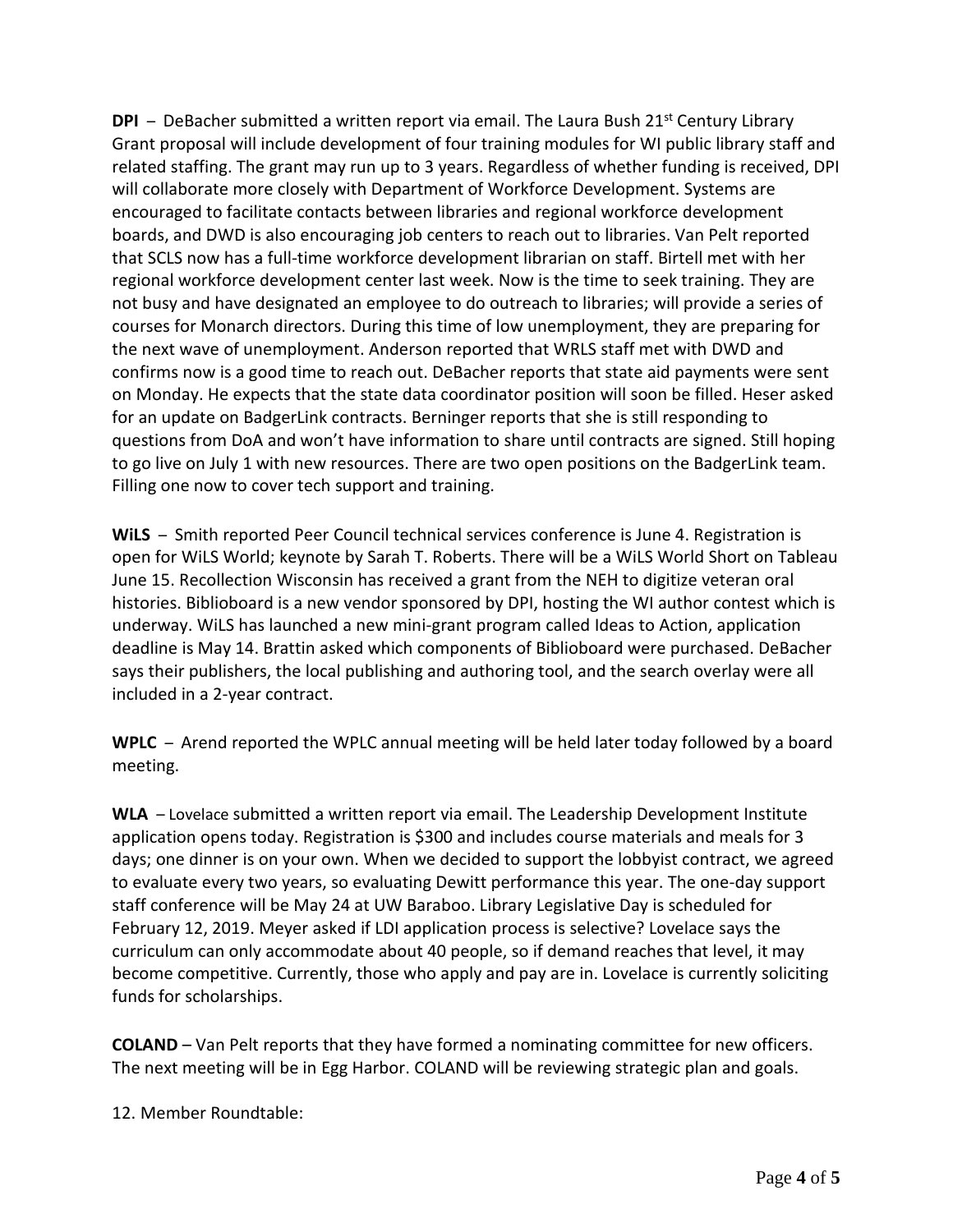**DPI** – DeBacher submitted a written report via email. The Laura Bush 21st Century Library Grant proposal will include development of four training modules for WI public library staff and related staffing. The grant may run up to 3 years. Regardless of whether funding is received, DPI will collaborate more closely with Department of Workforce Development. Systems are encouraged to facilitate contacts between libraries and regional workforce development boards, and DWD is also encouraging job centers to reach out to libraries. Van Pelt reported that SCLS now has a full-time workforce development librarian on staff. Birtell met with her regional workforce development center last week. Now is the time to seek training. They are not busy and have designated an employee to do outreach to libraries; will provide a series of courses for Monarch directors. During this time of low unemployment, they are preparing for the next wave of unemployment. Anderson reported that WRLS staff met with DWD and confirms now is a good time to reach out. DeBacher reports that state aid payments were sent on Monday. He expects that the state data coordinator position will soon be filled. Heser asked for an update on BadgerLink contracts. Berninger reports that she is still responding to questions from DoA and won't have information to share until contracts are signed. Still hoping to go live on July 1 with new resources. There are two open positions on the BadgerLink team. Filling one now to cover tech support and training.

**WiLS** – Smith reported Peer Council technical services conference is June 4. Registration is open for WiLS World; keynote by Sarah T. Roberts. There will be a WiLS World Short on Tableau June 15. Recollection Wisconsin has received a grant from the NEH to digitize veteran oral histories. Biblioboard is a new vendor sponsored by DPI, hosting the WI author contest which is underway. WiLS has launched a new mini-grant program called Ideas to Action, application deadline is May 14. Brattin asked which components of Biblioboard were purchased. DeBacher says their publishers, the local publishing and authoring tool, and the search overlay were all included in a 2-year contract.

**WPLC** – Arend reported the WPLC annual meeting will be held later today followed by a board meeting.

**WLA** – Lovelace submitted a written report via email. The Leadership Development Institute application opens today. Registration is $300 and includes course materials and meals for 3 days; one dinner is on your own. When we decided to support the lobbyist contract, we agreed to evaluate every two years, so evaluating Dewitt performance this year. The one-day support staff conference will be May 24 at UW Baraboo. Library Legislative Day is scheduled for February 12, 2019. Meyer asked if LDI application process is selective? Lovelace says the curriculum can only accommodate about 40 people, so if demand reaches that level, it may become competitive. Currently, those who apply and pay are in. Lovelace is currently soliciting funds for scholarships.

**COLAND** – Van Pelt reports that they have formed a nominating committee for new officers. The next meeting will be in Egg Harbor. COLAND will be reviewing strategic plan and goals.

12. Member Roundtable: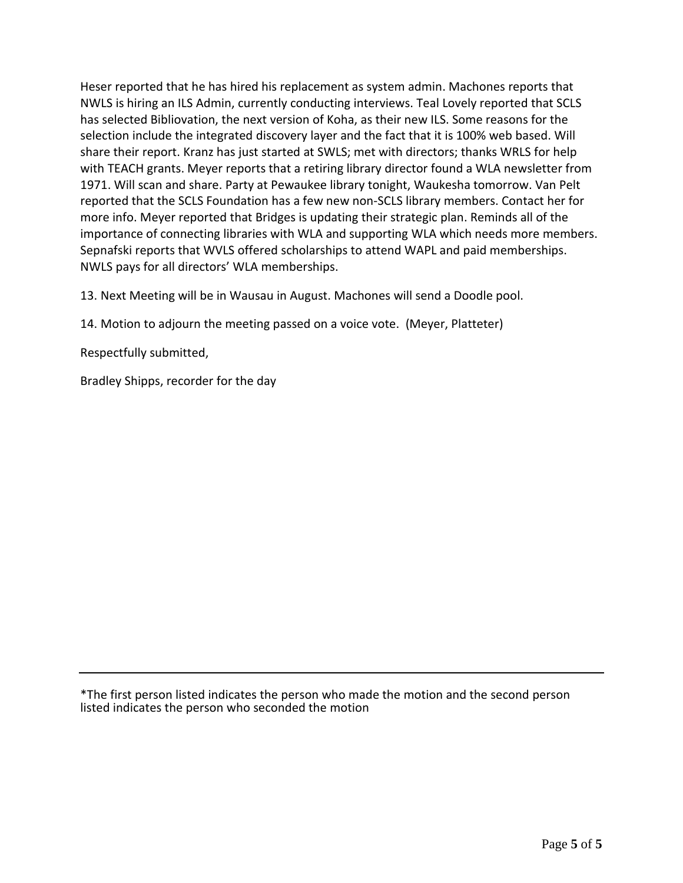Heser reported that he has hired his replacement as system admin. Machones reports that NWLS is hiring an ILS Admin, currently conducting interviews. Teal Lovely reported that SCLS has selected Bibliovation, the next version of Koha, as their new ILS. Some reasons for the selection include the integrated discovery layer and the fact that it is 100% web based. Will share their report. Kranz has just started at SWLS; met with directors; thanks WRLS for help with TEACH grants. Meyer reports that a retiring library director found a WLA newsletter from 1971. Will scan and share. Party at Pewaukee library tonight, Waukesha tomorrow. Van Pelt reported that the SCLS Foundation has a few new non-SCLS library members. Contact her for more info. Meyer reported that Bridges is updating their strategic plan. Reminds all of the importance of connecting libraries with WLA and supporting WLA which needs more members. Sepnafski reports that WVLS offered scholarships to attend WAPL and paid memberships. NWLS pays for all directors' WLA memberships.

13. Next Meeting will be in Wausau in August. Machones will send a Doodle pool.

14. Motion to adjourn the meeting passed on a voice vote. (Meyer, Platteter)

Respectfully submitted,

Bradley Shipps, recorder for the day

---

*The first person listed indicates the person who made the motion and the second person listed indicates the person who seconded the motion